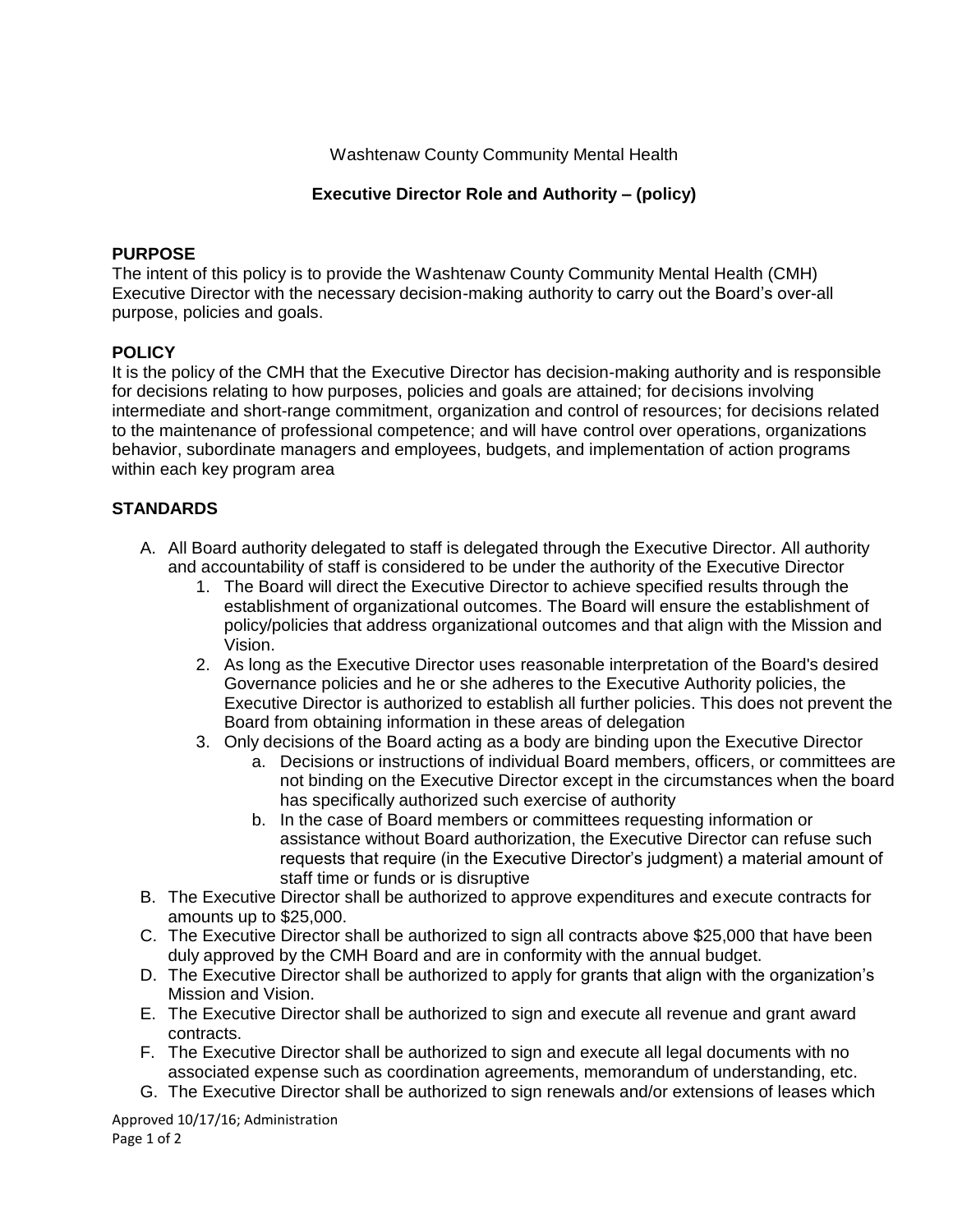Washtenaw County Community Mental Health

**Executive Director Role and Authority – (policy)**

## PURPOSE

The intent of this policy is to provide the Washtenaw County Community Mental Health (CMH) Executive Director with the necessary decision-making authority to carry out the Board's over-all purpose, policies and goals.

## POLICY

It is the policy of the CMH that the Executive Director has decision-making authority and is responsible for decisions relating to how purposes, policies and goals are attained; for decisions involving intermediate and short-range commitment, organization and control of resources; for decisions related to the maintenance of professional competence; and will have control over operations, organizations behavior, subordinate managers and employees, budgets, and implementation of action programs within each key program area

## STANDARDS

A. All Board authority delegated to staff is delegated through the Executive Director. All authority and accountability of staff is considered to be under the authority of the Executive Director
   1. The Board will direct the Executive Director to achieve specified results through the establishment of organizational outcomes. The Board will ensure the establishment of policy/policies that address organizational outcomes and that align with the Mission and Vision.
   2. As long as the Executive Director uses reasonable interpretation of the Board's desired Governance policies and he or she adheres to the Executive Authority policies, the Executive Director is authorized to establish all further policies. This does not prevent the Board from obtaining information in these areas of delegation
   3. Only decisions of the Board acting as a body are binding upon the Executive Director
      a. Decisions or instructions of individual Board members, officers, or committees are not binding on the Executive Director except in the circumstances when the board has specifically authorized such exercise of authority
      b. In the case of Board members or committees requesting information or assistance without Board authorization, the Executive Director can refuse such requests that require (in the Executive Director's judgment) a material amount of staff time or funds or is disruptive

B. The Executive Director shall be authorized to approve expenditures and execute contracts for amounts up to $25,000.

C. The Executive Director shall be authorized to sign all contracts above $25,000 that have been duly approved by the CMH Board and are in conformity with the annual budget.

D. The Executive Director shall be authorized to apply for grants that align with the organization's Mission and Vision.

E. The Executive Director shall be authorized to sign and execute all revenue and grant award contracts.

F. The Executive Director shall be authorized to sign and execute all legal documents with no associated expense such as coordination agreements, memorandum of understanding, etc.

G. The Executive Director shall be authorized to sign renewals and/or extensions of leases which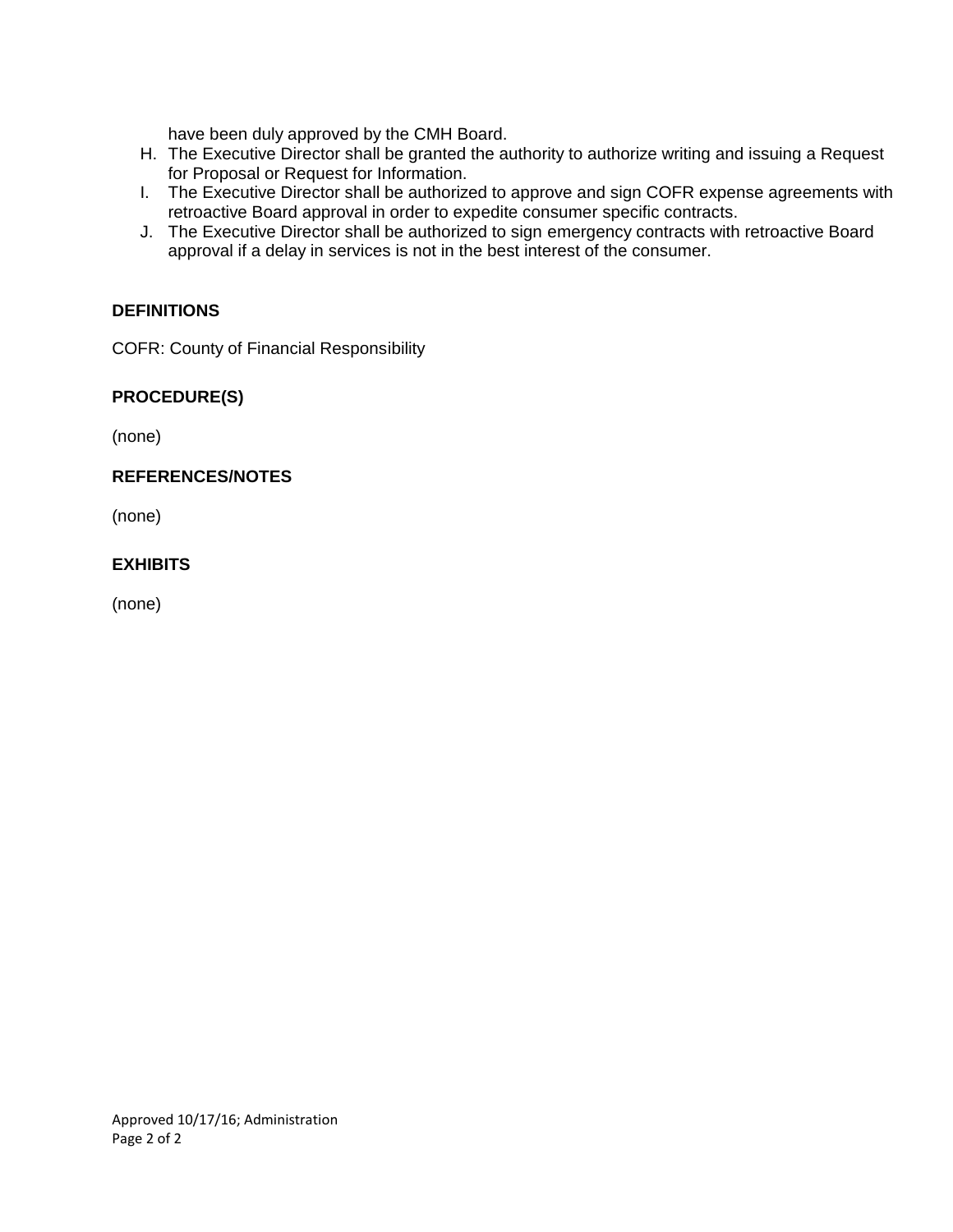have been duly approved by the CMH Board.

H. The Executive Director shall be granted the authority to authorize writing and issuing a Request for Proposal or Request for Information.
I. The Executive Director shall be authorized to approve and sign COFR expense agreements with retroactive Board approval in order to expedite consumer specific contracts.
J. The Executive Director shall be authorized to sign emergency contracts with retroactive Board approval if a delay in services is not in the best interest of the consumer.

**DEFINITIONS**

COFR: County of Financial Responsibility

**PROCEDURE(S)**

(none)

**REFERENCES/NOTES**

(none)

**EXHIBITS**

(none)

Approved 10/17/16; Administration